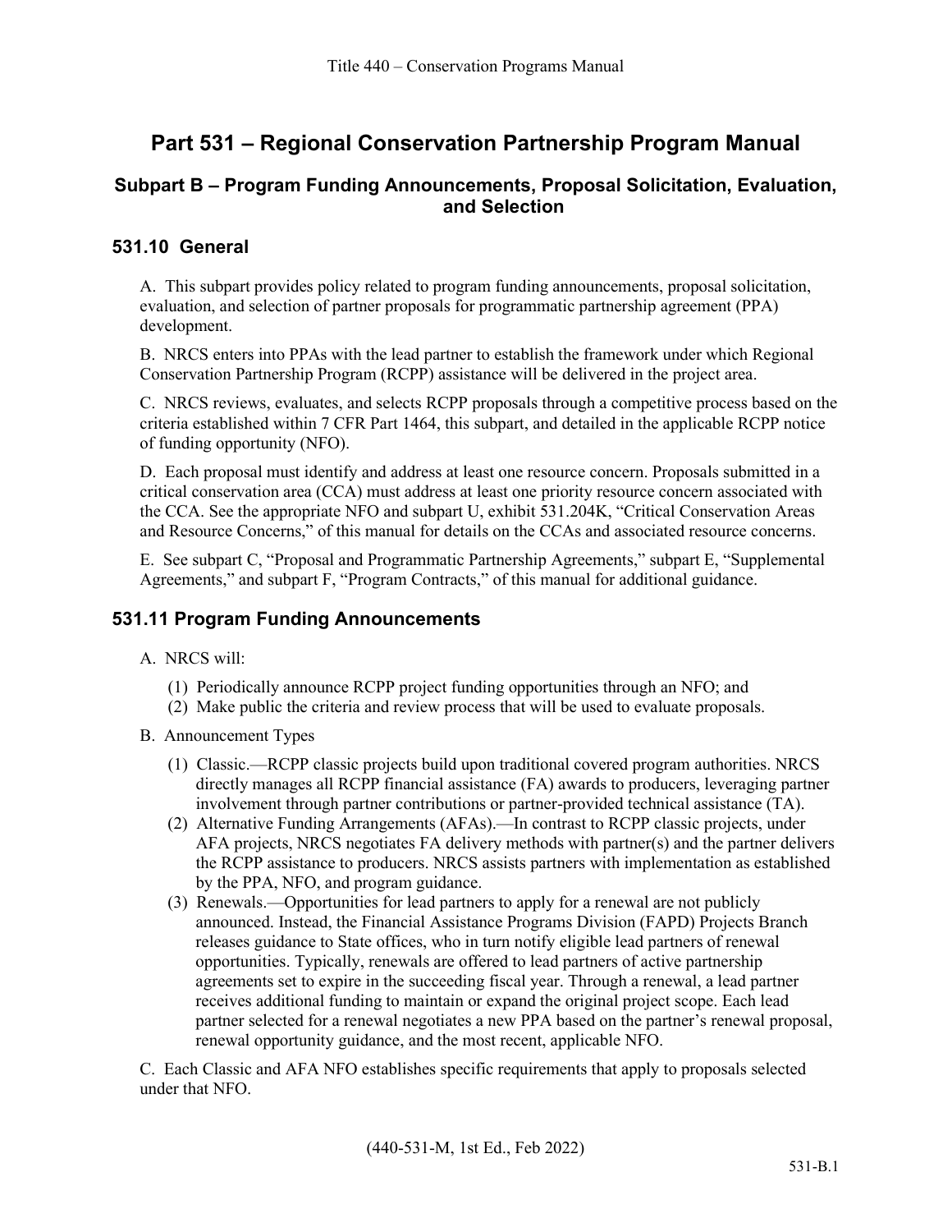# Part 531 – Regional Conservation Partnership Program Manual

## Subpart B – Program Funding Announcements, Proposal Solicitation, Evaluation, and Selection

### 531.10 General

A. This subpart provides policy related to program funding announcements, proposal solicitation, evaluation, and selection of partner proposals for programmatic partnership agreement (PPA) development.

B. NRCS enters into PPAs with the lead partner to establish the framework under which Regional Conservation Partnership Program (RCPP) assistance will be delivered in the project area.

C. NRCS reviews, evaluates, and selects RCPP proposals through a competitive process based on the criteria established within 7 CFR Part 1464, this subpart, and detailed in the applicable RCPP notice of funding opportunity (NFO).

D. Each proposal must identify and address at least one resource concern. Proposals submitted in a critical conservation area (CCA) must address at least one priority resource concern associated with the CCA. See the appropriate NFO and subpart U, exhibit 531.204K, "Critical Conservation Areas and Resource Concerns," of this manual for details on the CCAs and associated resource concerns.

E. See subpart C, "Proposal and Programmatic Partnership Agreements," subpart E, "Supplemental Agreements," and subpart F, "Program Contracts," of this manual for additional guidance.

### 531.11 Program Funding Announcements

A. NRCS will:

(1) Periodically announce RCPP project funding opportunities through an NFO; and
(2) Make public the criteria and review process that will be used to evaluate proposals.

B. Announcement Types

(1) Classic.—RCPP classic projects build upon traditional covered program authorities. NRCS directly manages all RCPP financial assistance (FA) awards to producers, leveraging partner involvement through partner contributions or partner-provided technical assistance (TA).
(2) Alternative Funding Arrangements (AFAs).—In contrast to RCPP classic projects, under AFA projects, NRCS negotiates FA delivery methods with partner(s) and the partner delivers the RCPP assistance to producers. NRCS assists partners with implementation as established by the PPA, NFO, and program guidance.
(3) Renewals.—Opportunities for lead partners to apply for a renewal are not publicly announced. Instead, the Financial Assistance Programs Division (FAPD) Projects Branch releases guidance to State offices, who in turn notify eligible lead partners of renewal opportunities. Typically, renewals are offered to lead partners of active partnership agreements set to expire in the succeeding fiscal year. Through a renewal, a lead partner receives additional funding to maintain or expand the original project scope. Each lead partner selected for a renewal negotiates a new PPA based on the partner's renewal proposal, renewal opportunity guidance, and the most recent, applicable NFO.

C. Each Classic and AFA NFO establishes specific requirements that apply to proposals selected under that NFO.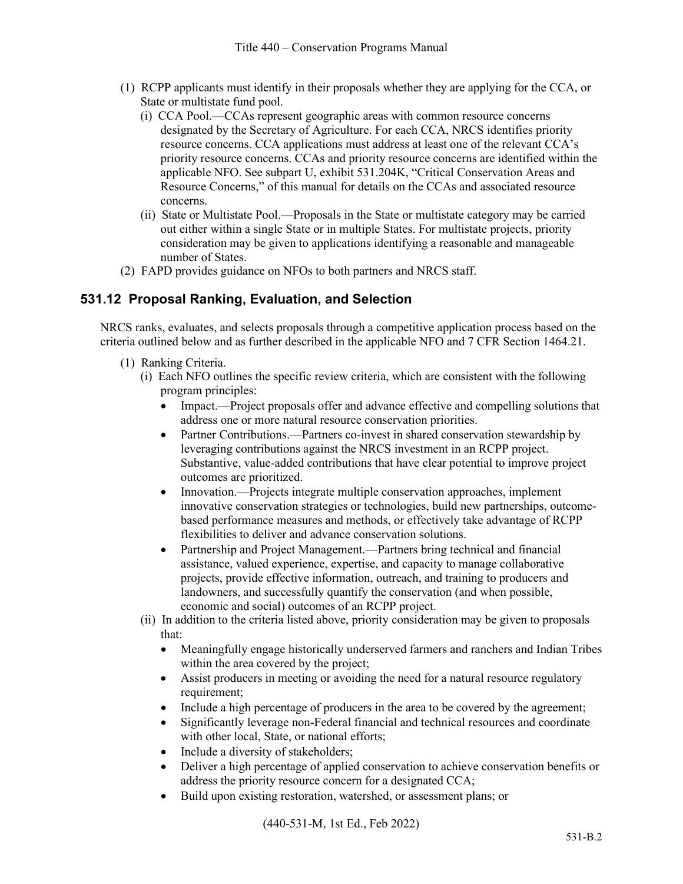(1) RCPP applicants must identify in their proposals whether they are applying for the CCA, or State or multistate fund pool.

   (i) CCA Pool.—CCAs represent geographic areas with common resource concerns designated by the Secretary of Agriculture. For each CCA, NRCS identifies priority resource concerns. CCA applications must address at least one of the relevant CCA's priority resource concerns. CCAs and priority resource concerns are identified within the applicable NFO. See subpart U, exhibit 531.204K, "Critical Conservation Areas and Resource Concerns," of this manual for details on the CCAs and associated resource concerns.

   (ii) State or Multistate Pool.—Proposals in the State or multistate category may be carried out either within a single State or in multiple States. For multistate projects, priority consideration may be given to applications identifying a reasonable and manageable number of States.

(2) FAPD provides guidance on NFOs to both partners and NRCS staff.

## 531.12 Proposal Ranking, Evaluation, and Selection

NRCS ranks, evaluates, and selects proposals through a competitive application process based on the criteria outlined below and as further described in the applicable NFO and 7 CFR Section 1464.21.

(1) Ranking Criteria.

   (i) Each NFO outlines the specific review criteria, which are consistent with the following program principles:

   - Impact.—Project proposals offer and advance effective and compelling solutions that address one or more natural resource conservation priorities.
   - Partner Contributions.—Partners co-invest in shared conservation stewardship by leveraging contributions against the NRCS investment in an RCPP project. Substantive, value-added contributions that have clear potential to improve project outcomes are prioritized.
   - Innovation.—Projects integrate multiple conservation approaches, implement innovative conservation strategies or technologies, build new partnerships, outcome-based performance measures and methods, or effectively take advantage of RCPP flexibilities to deliver and advance conservation solutions.
   - Partnership and Project Management.—Partners bring technical and financial assistance, valued experience, expertise, and capacity to manage collaborative projects, provide effective information, outreach, and training to producers and landowners, and successfully quantify the conservation (and when possible, economic and social) outcomes of an RCPP project.

   (ii) In addition to the criteria listed above, priority consideration may be given to proposals that:

   - Meaningfully engage historically underserved farmers and ranchers and Indian Tribes within the area covered by the project;
   - Assist producers in meeting or avoiding the need for a natural resource regulatory requirement;
   - Include a high percentage of producers in the area to be covered by the agreement;
   - Significantly leverage non-Federal financial and technical resources and coordinate with other local, State, or national efforts;
   - Include a diversity of stakeholders;
   - Deliver a high percentage of applied conservation to achieve conservation benefits or address the priority resource concern for a designated CCA;
   - Build upon existing restoration, watershed, or assessment plans; or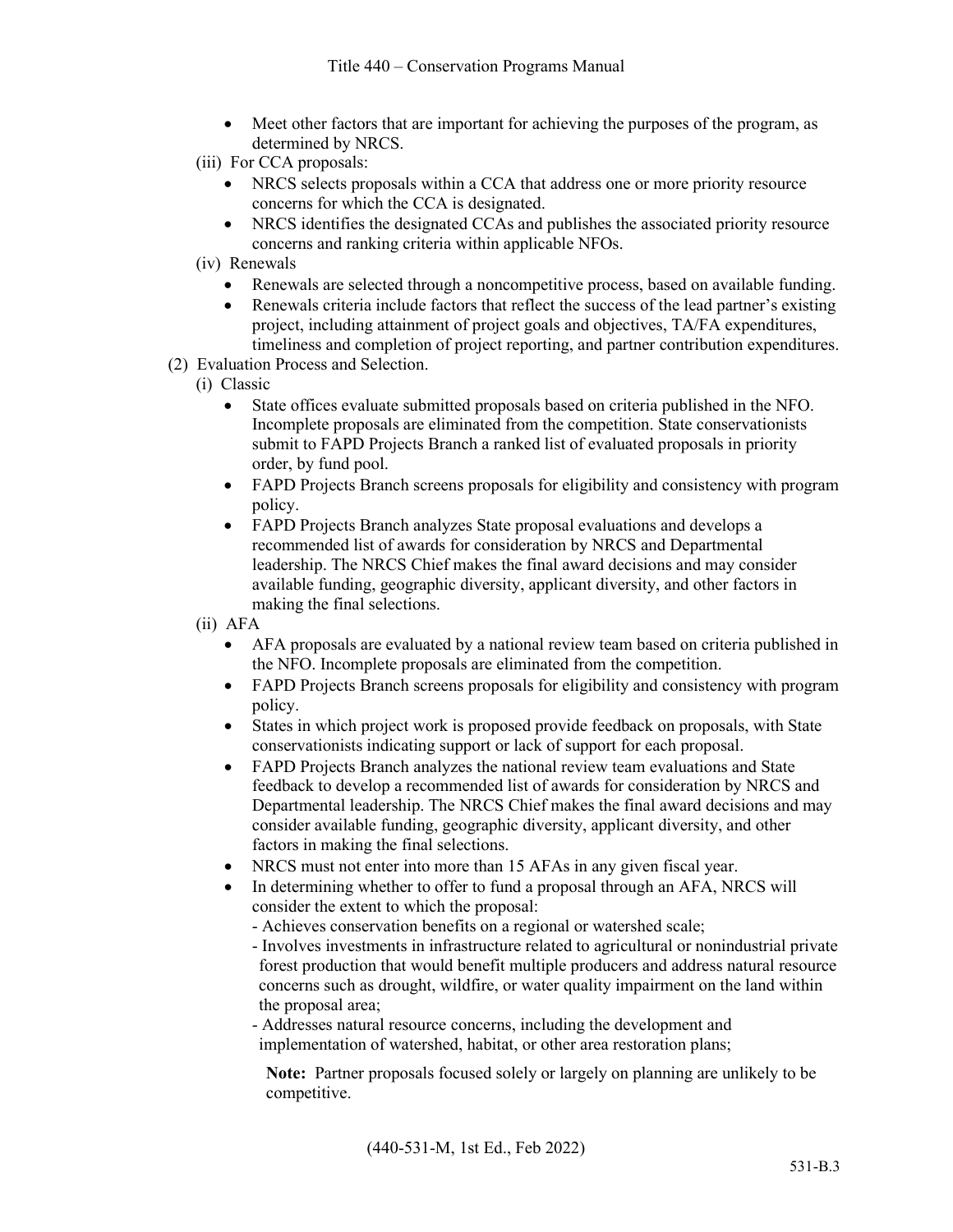- Meet other factors that are important for achieving the purposes of the program, as determined by NRCS.

(iii) For CCA proposals:

- NRCS selects proposals within a CCA that address one or more priority resource concerns for which the CCA is designated.
- NRCS identifies the designated CCAs and publishes the associated priority resource concerns and ranking criteria within applicable NFOs.

(iv) Renewals

- Renewals are selected through a noncompetitive process, based on available funding.
- Renewals criteria include factors that reflect the success of the lead partner's existing project, including attainment of project goals and objectives, TA/FA expenditures, timeliness and completion of project reporting, and partner contribution expenditures.

(2) Evaluation Process and Selection.

(i) Classic

- State offices evaluate submitted proposals based on criteria published in the NFO. Incomplete proposals are eliminated from the competition. State conservationists submit to FAPD Projects Branch a ranked list of evaluated proposals in priority order, by fund pool.
- FAPD Projects Branch screens proposals for eligibility and consistency with program policy.
- FAPD Projects Branch analyzes State proposal evaluations and develops a recommended list of awards for consideration by NRCS and Departmental leadership. The NRCS Chief makes the final award decisions and may consider available funding, geographic diversity, applicant diversity, and other factors in making the final selections.

(ii) AFA

- AFA proposals are evaluated by a national review team based on criteria published in the NFO. Incomplete proposals are eliminated from the competition.
- FAPD Projects Branch screens proposals for eligibility and consistency with program policy.
- States in which project work is proposed provide feedback on proposals, with State conservationists indicating support or lack of support for each proposal.
- FAPD Projects Branch analyzes the national review team evaluations and State feedback to develop a recommended list of awards for consideration by NRCS and Departmental leadership. The NRCS Chief makes the final award decisions and may consider available funding, geographic diversity, applicant diversity, and other factors in making the final selections.
- NRCS must not enter into more than 15 AFAs in any given fiscal year.
- In determining whether to offer to fund a proposal through an AFA, NRCS will consider the extent to which the proposal:
  - Achieves conservation benefits on a regional or watershed scale;
  - Involves investments in infrastructure related to agricultural or nonindustrial private forest production that would benefit multiple producers and address natural resource concerns such as drought, wildfire, or water quality impairment on the land within the proposal area;
  - Addresses natural resource concerns, including the development and implementation of watershed, habitat, or other area restoration plans;

  **Note:** Partner proposals focused solely or largely on planning are unlikely to be competitive.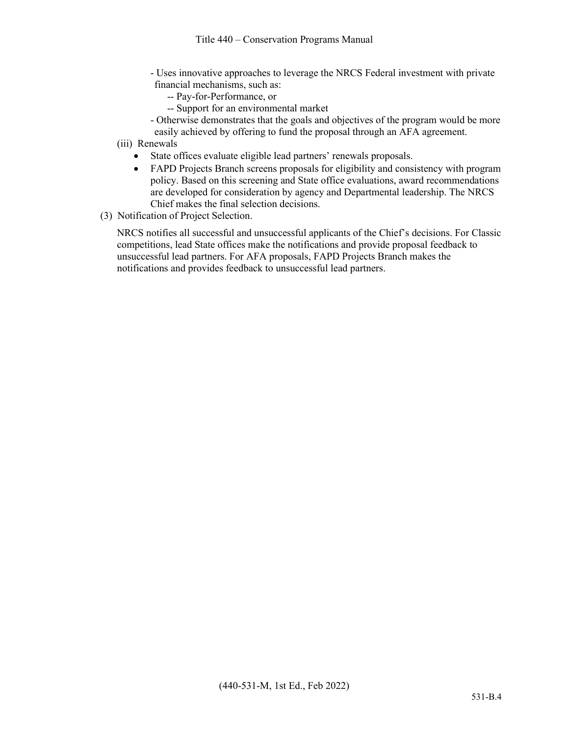- Uses innovative approaches to leverage the NRCS Federal investment with private financial mechanisms, such as:
  - -- Pay-for-Performance, or
  - -- Support for an environmental market
- Otherwise demonstrates that the goals and objectives of the program would be more easily achieved by offering to fund the proposal through an AFA agreement.

(iii) Renewals

- State offices evaluate eligible lead partners' renewals proposals.
- FAPD Projects Branch screens proposals for eligibility and consistency with program policy. Based on this screening and State office evaluations, award recommendations are developed for consideration by agency and Departmental leadership. The NRCS Chief makes the final selection decisions.

(3) Notification of Project Selection.

NRCS notifies all successful and unsuccessful applicants of the Chief's decisions. For Classic competitions, lead State offices make the notifications and provide proposal feedback to unsuccessful lead partners. For AFA proposals, FAPD Projects Branch makes the notifications and provides feedback to unsuccessful lead partners.

(440-531-M, 1st Ed., Feb 2022)